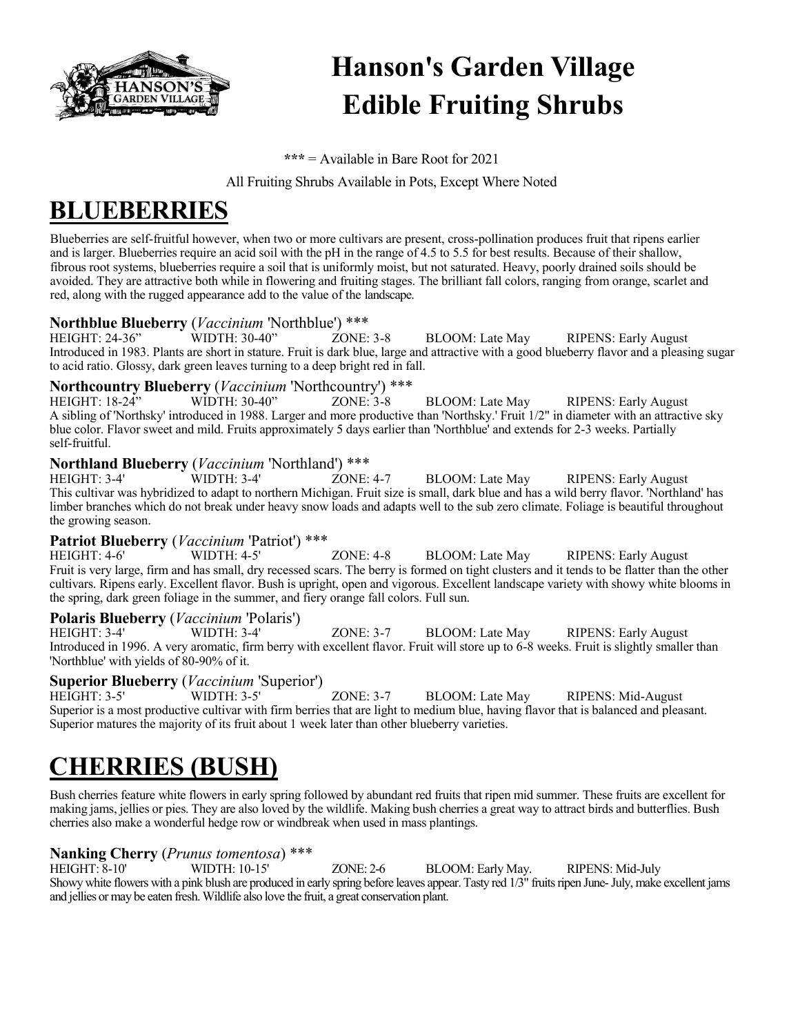# Hanson's Garden Village Edible Fruiting Shrubs

**\*\*\*** = Available in Bare Root for 2021

All Fruiting Shrubs Available in Pots, Except Where Noted

## BLUEBERRIES

Blueberries are self-fruitful however, when two or more cultivars are present, cross-pollination produces fruit that ripens earlier and is larger. Blueberries require an acid soil with the pH in the range of 4.5 to 5.5 for best results. Because of their shallow, fibrous root systems, blueberries require a soil that is uniformly moist, but not saturated. Heavy, poorly drained soils should be avoided. They are attractive both while in flowering and fruiting stages. The brilliant fall colors, ranging from orange, scarlet and red, along with the rugged appearance add to the value of the landscape.

### Northblue Blueberry (*Vaccinium* 'Northblue') ***

HEIGHT: 24-36" WIDTH: 30-40" ZONE: 3-8 BLOOM: Late May RIPENS: Early August

Introduced in 1983. Plants are short in stature. Fruit is dark blue, large and attractive with a good blueberry flavor and a pleasing sugar to acid ratio. Glossy, dark green leaves turning to a deep bright red in fall.

### Northcountry Blueberry (*Vaccinium* 'Northcountry') ***

HEIGHT: 18-24" WIDTH: 30-40" ZONE: 3-8 BLOOM: Late May RIPENS: Early August

A sibling of 'Northsky' introduced in 1988. Larger and more productive than 'Northsky.' Fruit 1/2" in diameter with an attractive sky blue color. Flavor sweet and mild. Fruits approximately 5 days earlier than 'Northblue' and extends for 2-3 weeks. Partially self-fruitful.

### Northland Blueberry (*Vaccinium* 'Northland') ***

HEIGHT: 3-4' WIDTH: 3-4' ZONE: 4-7 BLOOM: Late May RIPENS: Early August

This cultivar was hybridized to adapt to northern Michigan. Fruit size is small, dark blue and has a wild berry flavor. 'Northland' has limber branches which do not break under heavy snow loads and adapts well to the sub zero climate. Foliage is beautiful throughout the growing season.

### Patriot Blueberry (*Vaccinium* 'Patriot') ***

HEIGHT: 4-6' WIDTH: 4-5' ZONE: 4-8 BLOOM: Late May RIPENS: Early August

Fruit is very large, firm and has small, dry recessed scars. The berry is formed on tight clusters and it tends to be flatter than the other cultivars. Ripens early. Excellent flavor. Bush is upright, open and vigorous. Excellent landscape variety with showy white blooms in the spring, dark green foliage in the summer, and fiery orange fall colors. Full sun.

### Polaris Blueberry (*Vaccinium* 'Polaris')

HEIGHT: 3-4' WIDTH: 3-4' ZONE: 3-7 BLOOM: Late May RIPENS: Early August

Introduced in 1996. A very aromatic, firm berry with excellent flavor. Fruit will store up to 6-8 weeks. Fruit is slightly smaller than 'Northblue' with yields of 80-90% of it.

### Superior Blueberry (*Vaccinium* 'Superior')

HEIGHT: 3-5' WIDTH: 3-5' ZONE: 3-7 BLOOM: Late May RIPENS: Mid-August

Superior is a most productive cultivar with firm berries that are light to medium blue, having flavor that is balanced and pleasant. Superior matures the majority of its fruit about 1 week later than other blueberry varieties.

## CHERRIES (BUSH)

Bush cherries feature white flowers in early spring followed by abundant red fruits that ripen mid summer. These fruits are excellent for making jams, jellies or pies. They are also loved by the wildlife. Making bush cherries a great way to attract birds and butterflies. Bush cherries also make a wonderful hedge row or windbreak when used in mass plantings.

### Nanking Cherry (*Prunus tomentosa*) ***

HEIGHT: 8-10' WIDTH: 10-15' ZONE: 2-6 BLOOM: Early May. RIPENS: Mid-July

Showy white flowers with a pink blush are produced in early spring before leaves appear. Tasty red 1/3" fruits ripen June- July, make excellent jams and jellies or may be eaten fresh. Wildlife also love the fruit, a great conservation plant.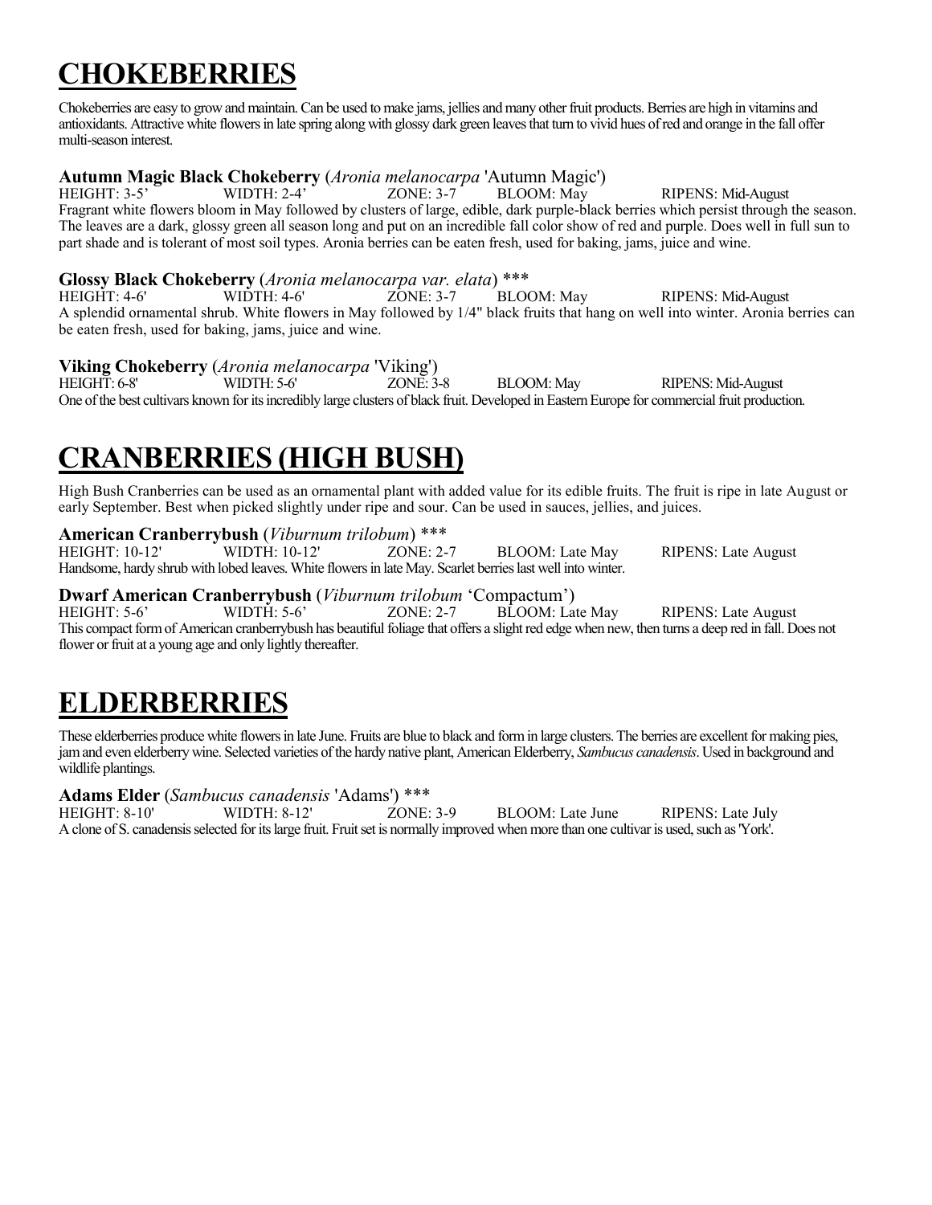# CHOKEBERRIES

Chokeberries are easy to grow and maintain. Can be used to make jams, jellies and many other fruit products. Berries are high in vitamins and antioxidants. Attractive white flowers in late spring along with glossy dark green leaves that turn to vivid hues of red and orange in the fall offer multi-season interest.

**Autumn Magic Black Chokeberry** (*Aronia melanocarpa* 'Autumn Magic')
HEIGHT: 3-5' WIDTH: 2-4' ZONE: 3-7 BLOOM: May RIPENS: Mid-August
Fragrant white flowers bloom in May followed by clusters of large, edible, dark purple-black berries which persist through the season. The leaves are a dark, glossy green all season long and put on an incredible fall color show of red and purple. Does well in full sun to part shade and is tolerant of most soil types. Aronia berries can be eaten fresh, used for baking, jams, juice and wine.

**Glossy Black Chokeberry** (*Aronia melanocarpa var. elata*) ***
HEIGHT: 4-6' WIDTH: 4-6' ZONE: 3-7 BLOOM: May RIPENS: Mid-August
A splendid ornamental shrub. White flowers in May followed by 1/4" black fruits that hang on well into winter. Aronia berries can be eaten fresh, used for baking, jams, juice and wine.

**Viking Chokeberry** (*Aronia melanocarpa* 'Viking')
HEIGHT: 6-8' WIDTH: 5-6' ZONE: 3-8 BLOOM: May RIPENS: Mid-August
One of the best cultivars known for its incredibly large clusters of black fruit. Developed in Eastern Europe for commercial fruit production.

# CRANBERRIES (HIGH BUSH)

High Bush Cranberries can be used as an ornamental plant with added value for its edible fruits. The fruit is ripe in late August or early September. Best when picked slightly under ripe and sour. Can be used in sauces, jellies, and juices.

**American Cranberrybush** (*Viburnum trilobum*) ***
HEIGHT: 10-12' WIDTH: 10-12' ZONE: 2-7 BLOOM: Late May RIPENS: Late August
Handsome, hardy shrub with lobed leaves. White flowers in late May. Scarlet berries last well into winter.

**Dwarf American Cranberrybush** (*Viburnum trilobum* 'Compactum')
HEIGHT: 5-6' WIDTH: 5-6' ZONE: 2-7 BLOOM: Late May RIPENS: Late August
This compact form of American cranberrybush has beautiful foliage that offers a slight red edge when new, then turns a deep red in fall. Does not flower or fruit at a young age and only lightly thereafter.

# ELDERBERRIES

These elderberries produce white flowers in late June. Fruits are blue to black and form in large clusters. The berries are excellent for making pies, jam and even elderberry wine. Selected varieties of the hardy native plant, American Elderberry, *Sambucus canadensis*. Used in background and wildlife plantings.

**Adams Elder** (*Sambucus canadensis* 'Adams') ***
HEIGHT: 8-10' WIDTH: 8-12' ZONE: 3-9 BLOOM: Late June RIPENS: Late July
A clone of S. canadensis selected for its large fruit. Fruit set is normally improved when more than one cultivar is used, such as 'York'.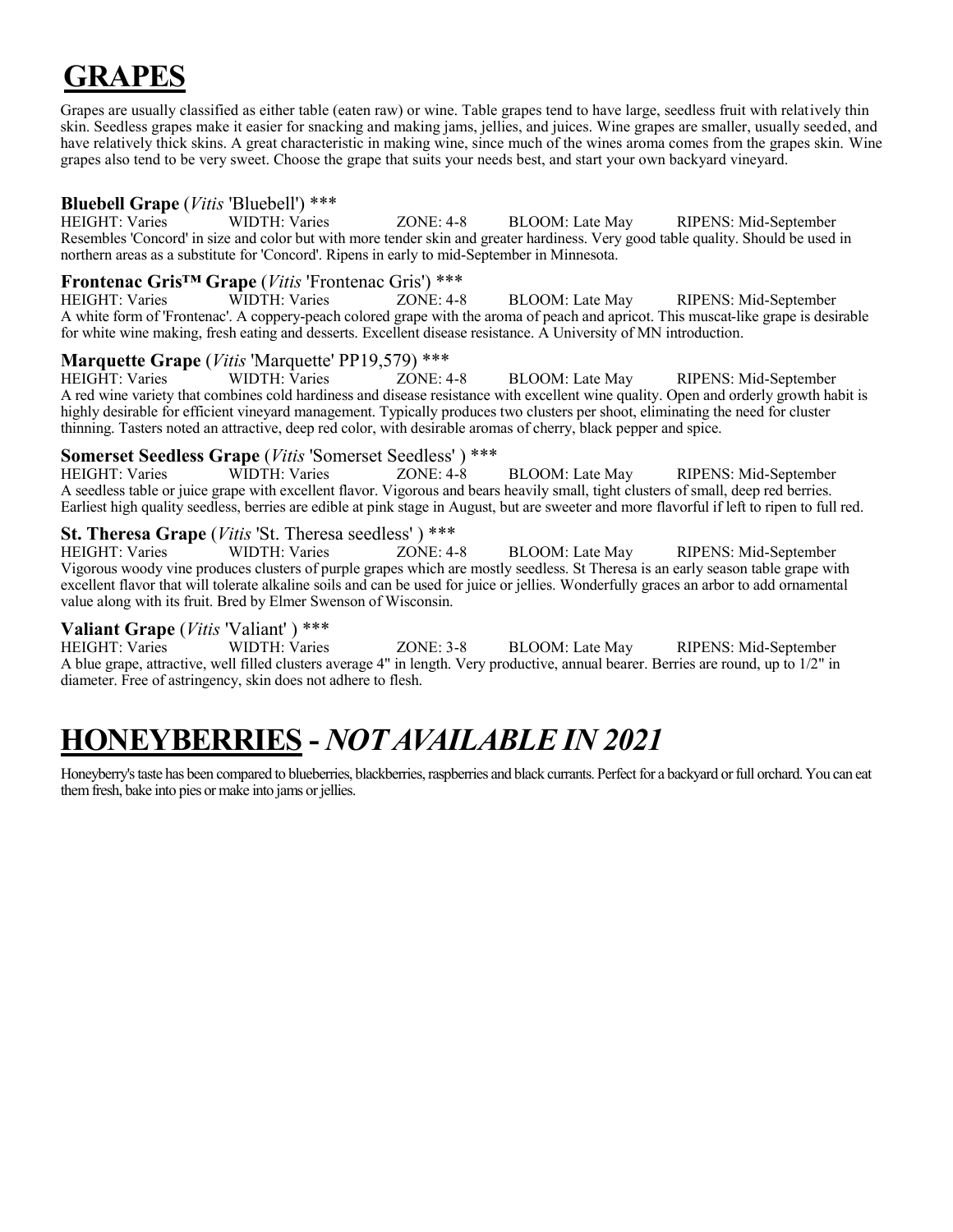# GRAPES

Grapes are usually classified as either table (eaten raw) or wine. Table grapes tend to have large, seedless fruit with relatively thin skin. Seedless grapes make it easier for snacking and making jams, jellies, and juices. Wine grapes are smaller, usually seeded, and have relatively thick skins. A great characteristic in making wine, since much of the wines aroma comes from the grapes skin. Wine grapes also tend to be very sweet. Choose the grape that suits your needs best, and start your own backyard vineyard.

### **Bluebell Grape** (*Vitis* 'Bluebell') ***

HEIGHT: Varies WIDTH: Varies ZONE: 4-8 BLOOM: Late May RIPENS: Mid-September

Resembles 'Concord' in size and color but with more tender skin and greater hardiness. Very good table quality. Should be used in northern areas as a substitute for 'Concord'. Ripens in early to mid-September in Minnesota.

### **Frontenac Gris™ Grape** (*Vitis* 'Frontenac Gris') ***

HEIGHT: Varies WIDTH: Varies ZONE: 4-8 BLOOM: Late May RIPENS: Mid-September

A white form of 'Frontenac'. A coppery-peach colored grape with the aroma of peach and apricot. This muscat-like grape is desirable for white wine making, fresh eating and desserts. Excellent disease resistance. A University of MN introduction.

### **Marquette Grape** (*Vitis* 'Marquette' PP19,579) ***

HEIGHT: Varies WIDTH: Varies ZONE: 4-8 BLOOM: Late May RIPENS: Mid-September

A red wine variety that combines cold hardiness and disease resistance with excellent wine quality. Open and orderly growth habit is highly desirable for efficient vineyard management. Typically produces two clusters per shoot, eliminating the need for cluster thinning. Tasters noted an attractive, deep red color, with desirable aromas of cherry, black pepper and spice.

### **Somerset Seedless Grape** (*Vitis* 'Somerset Seedless' ) ***

HEIGHT: Varies WIDTH: Varies ZONE: 4-8 BLOOM: Late May RIPENS: Mid-September

A seedless table or juice grape with excellent flavor. Vigorous and bears heavily small, tight clusters of small, deep red berries. Earliest high quality seedless, berries are edible at pink stage in August, but are sweeter and more flavorful if left to ripen to full red.

### **St. Theresa Grape** (*Vitis* 'St. Theresa seedless' ) ***

HEIGHT: Varies WIDTH: Varies ZONE: 4-8 BLOOM: Late May RIPENS: Mid-September

Vigorous woody vine produces clusters of purple grapes which are mostly seedless. St Theresa is an early season table grape with excellent flavor that will tolerate alkaline soils and can be used for juice or jellies. Wonderfully graces an arbor to add ornamental value along with its fruit. Bred by Elmer Swenson of Wisconsin.

### **Valiant Grape** (*Vitis* 'Valiant' ) ***

HEIGHT: Varies WIDTH: Varies ZONE: 3-8 BLOOM: Late May RIPENS: Mid-September

A blue grape, attractive, well filled clusters average 4" in length. Very productive, annual bearer. Berries are round, up to 1/2" in diameter. Free of astringency, skin does not adhere to flesh.

# HONEYBERRIES - *NOT AVAILABLE IN 2021*

Honeyberry's taste has been compared to blueberries, blackberries, raspberries and black currants. Perfect for a backyard or full orchard. You can eat them fresh, bake into pies or make into jams or jellies.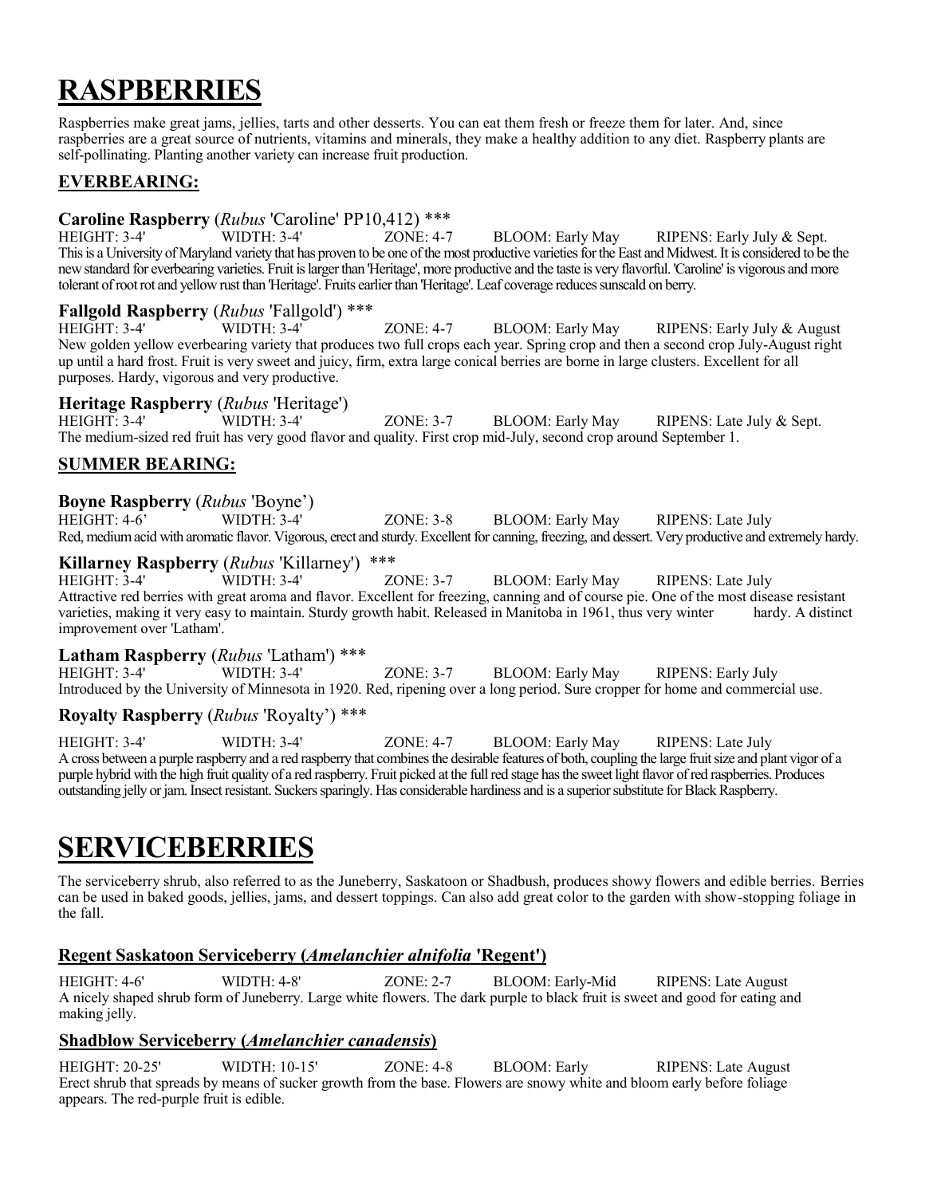# RASPBERRIES

Raspberries make great jams, jellies, tarts and other desserts. You can eat them fresh or freeze them for later. And, since raspberries are a great source of nutrients, vitamins and minerals, they make a healthy addition to any diet. Raspberry plants are self-pollinating. Planting another variety can increase fruit production.

## EVERBEARING:

### Caroline Raspberry (*Rubus* 'Caroline' PP10,412) ***

HEIGHT: 3-4' WIDTH: 3-4' ZONE: 4-7 BLOOM: Early May RIPENS: Early July & Sept.

This is a University of Maryland variety that has proven to be one of the most productive varieties for the East and Midwest. It is considered to be the new standard for everbearing varieties. Fruit is larger than 'Heritage', more productive and the taste is very flavorful. 'Caroline' is vigorous and more tolerant of root rot and yellow rust than 'Heritage'. Fruits earlier than 'Heritage'. Leaf coverage reduces sunscald on berry.

### Fallgold Raspberry (*Rubus* 'Fallgold') ***

HEIGHT: 3-4' WIDTH: 3-4' ZONE: 4-7 BLOOM: Early May RIPENS: Early July & August

New golden yellow everbearing variety that produces two full crops each year. Spring crop and then a second crop July-August right up until a hard frost. Fruit is very sweet and juicy, firm, extra large conical berries are borne in large clusters. Excellent for all purposes. Hardy, vigorous and very productive.

### Heritage Raspberry (*Rubus* 'Heritage')

HEIGHT: 3-4' WIDTH: 3-4' ZONE: 3-7 BLOOM: Early May RIPENS: Late July & Sept.

The medium-sized red fruit has very good flavor and quality. First crop mid-July, second crop around September 1.

## SUMMER BEARING:

### Boyne Raspberry (*Rubus* 'Boyne')

HEIGHT: 4-6' WIDTH: 3-4' ZONE: 3-8 BLOOM: Early May RIPENS: Late July

Red, medium acid with aromatic flavor. Vigorous, erect and sturdy. Excellent for canning, freezing, and dessert. Very productive and extremely hardy.

### Killarney Raspberry (*Rubus* 'Killarney') ***

HEIGHT: 3-4' WIDTH: 3-4' ZONE: 3-7 BLOOM: Early May RIPENS: Late July

Attractive red berries with great aroma and flavor. Excellent for freezing, canning and of course pie. One of the most disease resistant varieties, making it very easy to maintain. Sturdy growth habit. Released in Manitoba in 1961, thus very winter hardy. A distinct improvement over 'Latham'.

### Latham Raspberry (*Rubus* 'Latham') ***

HEIGHT: 3-4' WIDTH: 3-4' ZONE: 3-7 BLOOM: Early May RIPENS: Early July

Introduced by the University of Minnesota in 1920. Red, ripening over a long period. Sure cropper for home and commercial use.

### Royalty Raspberry (*Rubus* 'Royalty') ***

HEIGHT: 3-4' WIDTH: 3-4' ZONE: 4-7 BLOOM: Early May RIPENS: Late July

A cross between a purple raspberry and a red raspberry that combines the desirable features of both, coupling the large fruit size and plant vigor of a purple hybrid with the high fruit quality of a red raspberry. Fruit picked at the full red stage has the sweet light flavor of red raspberries. Produces outstanding jelly or jam. Insect resistant. Suckers sparingly. Has considerable hardiness and is a superior substitute for Black Raspberry.

# SERVICEBERRIES

The serviceberry shrub, also referred to as the Juneberry, Saskatoon or Shadbush, produces showy flowers and edible berries. Berries can be used in baked goods, jellies, jams, and dessert toppings. Can also add great color to the garden with show-stopping foliage in the fall.

### Regent Saskatoon Serviceberry (*Amelanchier alnifolia* 'Regent')

HEIGHT: 4-6' WIDTH: 4-8' ZONE: 2-7 BLOOM: Early-Mid RIPENS: Late August

A nicely shaped shrub form of Juneberry. Large white flowers. The dark purple to black fruit is sweet and good for eating and making jelly.

### Shadblow Serviceberry (*Amelanchier canadensis*)

HEIGHT: 20-25' WIDTH: 10-15' ZONE: 4-8 BLOOM: Early RIPENS: Late August

Erect shrub that spreads by means of sucker growth from the base. Flowers are snowy white and bloom early before foliage appears. The red-purple fruit is edible.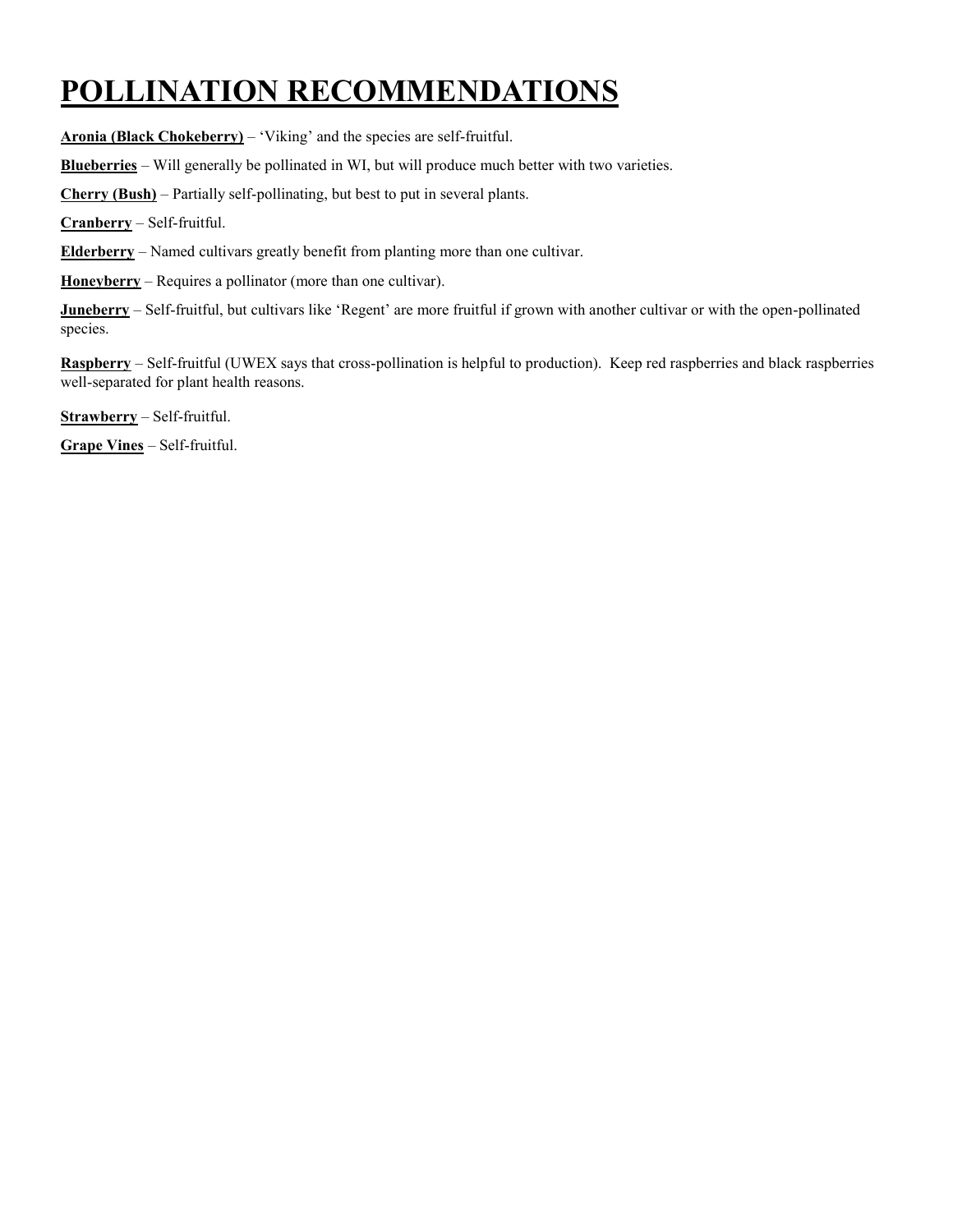# POLLINATION RECOMMENDATIONS

**Aronia (Black Chokeberry)** – 'Viking' and the species are self-fruitful.

**Blueberries** – Will generally be pollinated in WI, but will produce much better with two varieties.

**Cherry (Bush)** – Partially self-pollinating, but best to put in several plants.

**Cranberry** – Self-fruitful.

**Elderberry** – Named cultivars greatly benefit from planting more than one cultivar.

**Honeyberry** – Requires a pollinator (more than one cultivar).

**Juneberry** – Self-fruitful, but cultivars like 'Regent' are more fruitful if grown with another cultivar or with the open-pollinated species.

**Raspberry** – Self-fruitful (UWEX says that cross-pollination is helpful to production). Keep red raspberries and black raspberries well-separated for plant health reasons.

**Strawberry** – Self-fruitful.

**Grape Vines** – Self-fruitful.